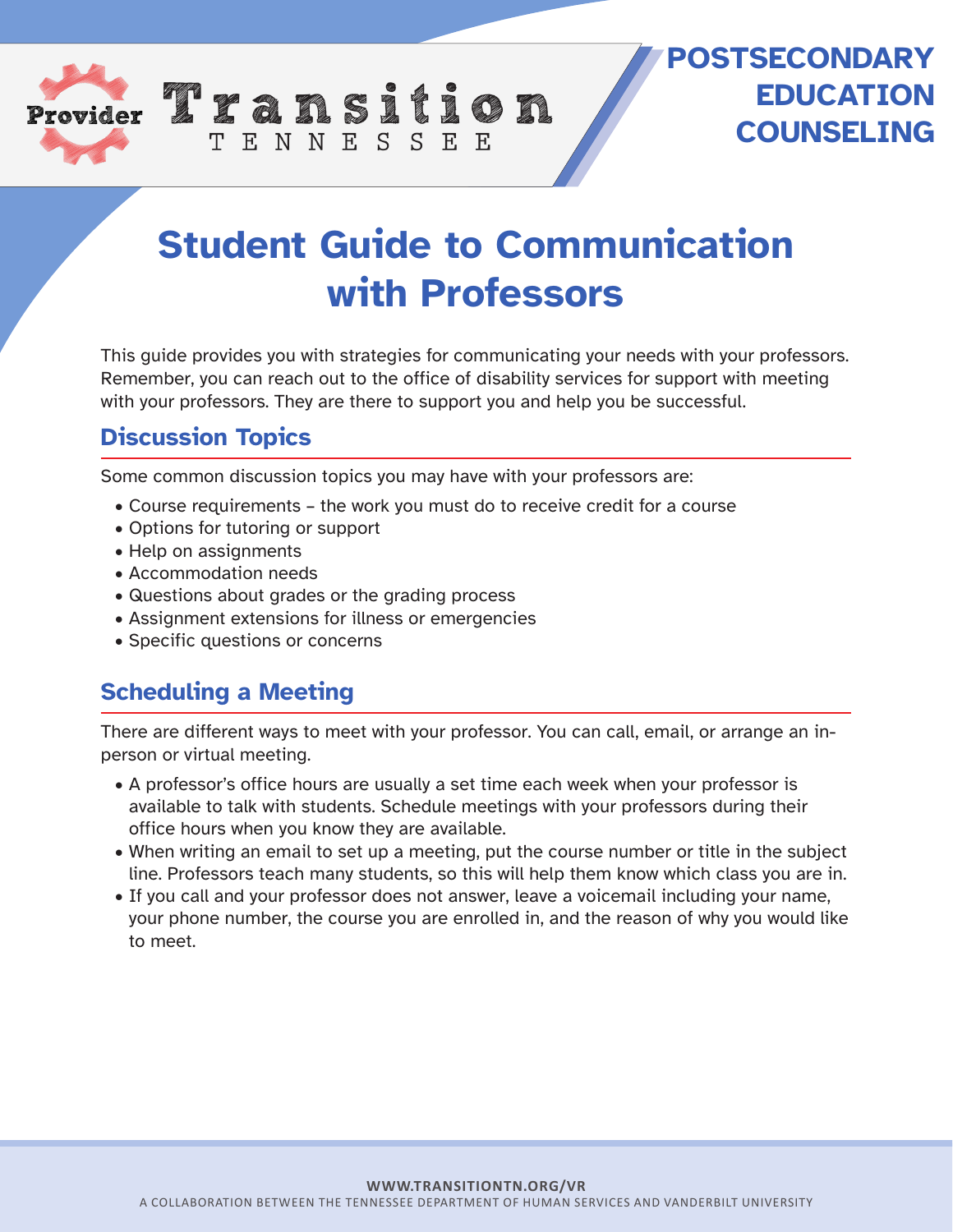Provider Transition TENNESSEE

**POSTSECONDARY EDUCATION COUNSELING**

# Student Guide to Communication with Professors

This guide provides you with strategies for communicating your needs with your professors. Remember, you can reach out to the office of disability services for support with meeting with your professors. They are there to support you and help you be successful.

## Discussion Topics

Some common discussion topics you may have with your professors are:

- Course requirements – the work you must do to receive credit for a course
- Options for tutoring or support
- Help on assignments
- Accommodation needs
- Questions about grades or the grading process
- Assignment extensions for illness or emergencies
- Specific questions or concerns

## Scheduling a Meeting

There are different ways to meet with your professor. You can call, email, or arrange an in-person or virtual meeting.

- A professor's office hours are usually a set time each week when your professor is available to talk with students. Schedule meetings with your professors during their office hours when you know they are available.
- When writing an email to set up a meeting, put the course number or title in the subject line. Professors teach many students, so this will help them know which class you are in.
- If you call and your professor does not answer, leave a voicemail including your name, your phone number, the course you are enrolled in, and the reason of why you would like to meet.

WWW.TRANSITIONTN.ORG/VR

A COLLABORATION BETWEEN THE TENNESSEE DEPARTMENT OF HUMAN SERVICES AND VANDERBILT UNIVERSITY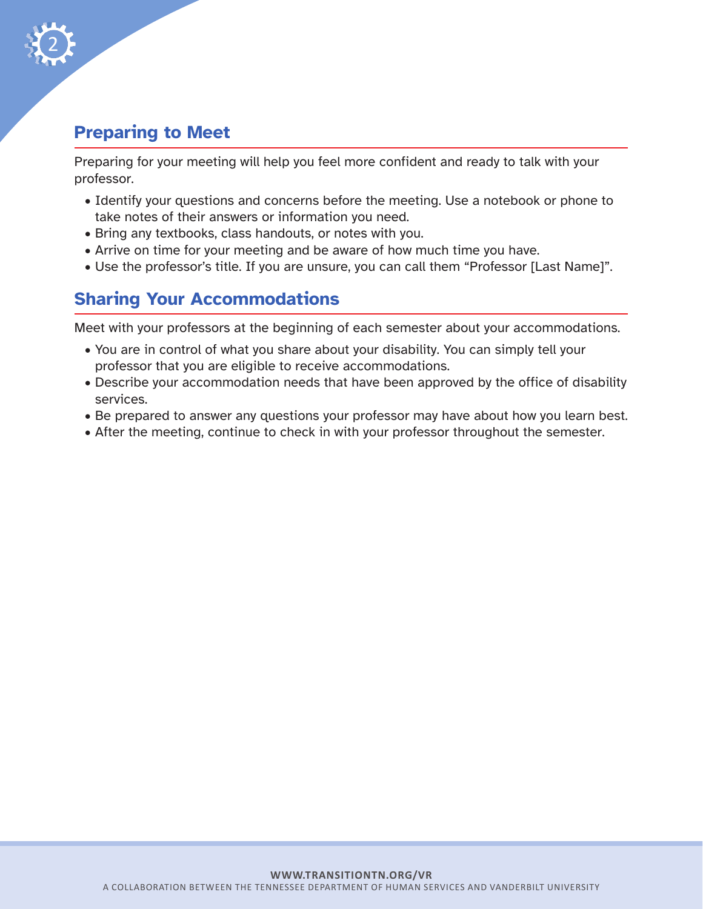## Preparing to Meet

Preparing for your meeting will help you feel more confident and ready to talk with your professor.

- Identify your questions and concerns before the meeting. Use a notebook or phone to take notes of their answers or information you need.
- Bring any textbooks, class handouts, or notes with you.
- Arrive on time for your meeting and be aware of how much time you have.
- Use the professor's title. If you are unsure, you can call them "Professor [Last Name]".

## Sharing Your Accommodations

Meet with your professors at the beginning of each semester about your accommodations.

- You are in control of what you share about your disability. You can simply tell your professor that you are eligible to receive accommodations.
- Describe your accommodation needs that have been approved by the office of disability services.
- Be prepared to answer any questions your professor may have about how you learn best.
- After the meeting, continue to check in with your professor throughout the semester.